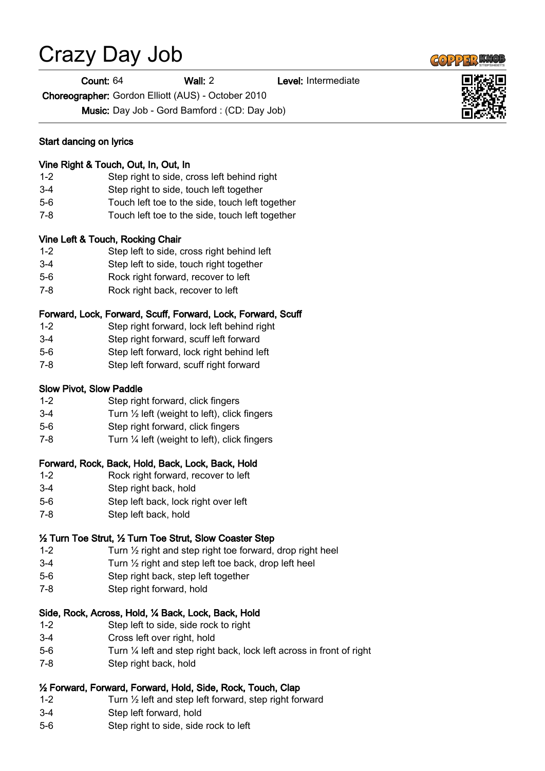# Crazy Day Job

**Count:** 64 **Wall:** 2 **Level:** Intermediate

**Choreographer:** Gordon Elliott (AUS) - October 2010

**Music:** Day Job - Gord Bamford : (CD: Day Job)

**Start dancing on lyrics**

**Vine Right & Touch, Out, In, Out, In**

| | |
|---|---|
| 1-2 | Step right to side, cross left behind right |
| 3-4 | Step right to side, touch left together |
| 5-6 | Touch left toe to the side, touch left together |
| 7-8 | Touch left toe to the side, touch left together |

**Vine Left & Touch, Rocking Chair**

| | |
|---|---|
| 1-2 | Step left to side, cross right behind left |
| 3-4 | Step left to side, touch right together |
| 5-6 | Rock right forward, recover to left |
| 7-8 | Rock right back, recover to left |

**Forward, Lock, Forward, Scuff, Forward, Lock, Forward, Scuff**

| | |
|---|---|
| 1-2 | Step right forward, lock left behind right |
| 3-4 | Step right forward, scuff left forward |
| 5-6 | Step left forward, lock right behind left |
| 7-8 | Step left forward, scuff right forward |

**Slow Pivot, Slow Paddle**

| | |
|---|---|
| 1-2 | Step right forward, click fingers |
| 3-4 | Turn ½ left (weight to left), click fingers |
| 5-6 | Step right forward, click fingers |
| 7-8 | Turn ¼ left (weight to left), click fingers |

**Forward, Rock, Back, Hold, Back, Lock, Back, Hold**

| | |
|---|---|
| 1-2 | Rock right forward, recover to left |
| 3-4 | Step right back, hold |
| 5-6 | Step left back, lock right over left |
| 7-8 | Step left back, hold |

**½ Turn Toe Strut, ½ Turn Toe Strut, Slow Coaster Step**

| | |
|---|---|
| 1-2 | Turn ½ right and step right toe forward, drop right heel |
| 3-4 | Turn ½ right and step left toe back, drop left heel |
| 5-6 | Step right back, step left together |
| 7-8 | Step right forward, hold |

**Side, Rock, Across, Hold, ¼ Back, Lock, Back, Hold**

| | |
|---|---|
| 1-2 | Step left to side, side rock to right |
| 3-4 | Cross left over right, hold |
| 5-6 | Turn ¼ left and step right back, lock left across in front of right |
| 7-8 | Step right back, hold |

**½ Forward, Forward, Forward, Hold, Side, Rock, Touch, Clap**

| | |
|---|---|
| 1-2 | Turn ½ left and step left forward, step right forward |
| 3-4 | Step left forward, hold |
| 5-6 | Step right to side, side rock to left |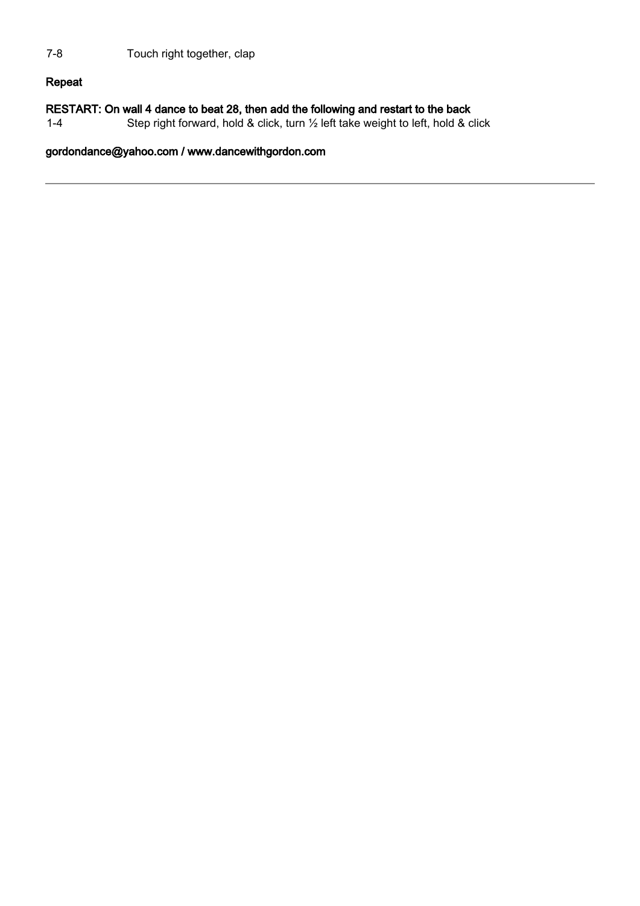7-8 Touch right together, clap

**Repeat**

**RESTART: On wall 4 dance to beat 28, then add the following and restart to the back**

1-4 Step right forward, hold & click, turn ½ left take weight to left, hold & click

**gordondance@yahoo.com / www.dancewithgordon.com**

---